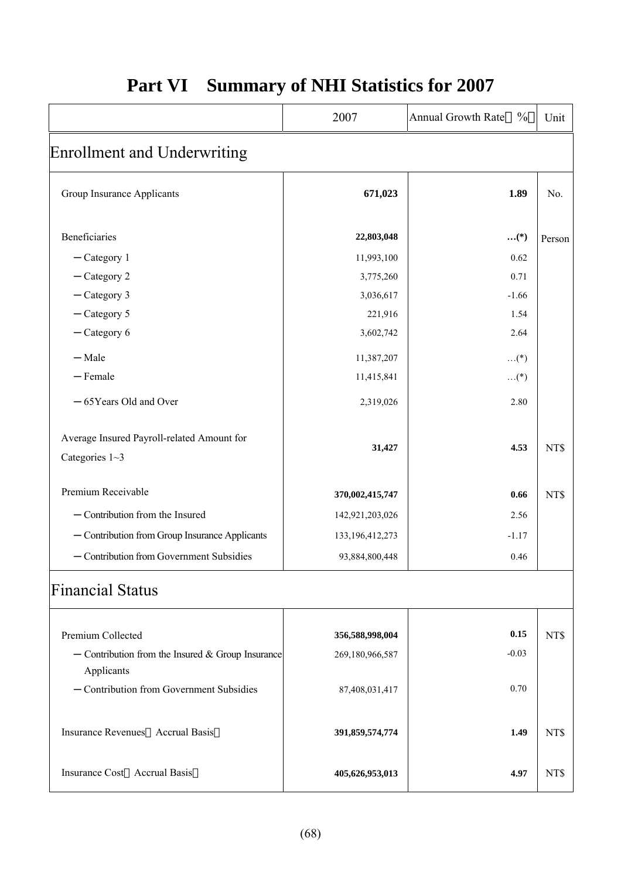# Part VI　Summary of NHI Statistics for 2007

| | 2007 | Annual Growth Rate（%） | Unit |
|---|---|---|---|
| **Enrollment and Underwriting** | | | |
| Group Insurance Applicants | **671,023** | **1.89** | No. |
| Beneficiaries | **22,803,048** | **…(*)** | Person |
| －Category 1 | 11,993,100 | 0.62 | |
| －Category 2 | 3,775,260 | 0.71 | |
| －Category 3 | 3,036,617 | -1.66 | |
| －Category 5 | 221,916 | 1.54 | |
| －Category 6 | 3,602,742 | 2.64 | |
| －Male | 11,387,207 | …(*) | |
| －Female | 11,415,841 | …(*) | |
| －65Years Old and Over | 2,319,026 | 2.80 | |
| Average Insured Payroll-related Amount for Categories 1~3 | **31,427** | **4.53** | NT$ |
| Premium Receivable | **370,002,415,747** | **0.66** | NT$ |
| －Contribution from the Insured | 142,921,203,026 | 2.56 | |
| －Contribution from Group Insurance Applicants | 133,196,412,273 | -1.17 | |
| －Contribution from Government Subsidies | 93,884,800,448 | 0.46 | |
| **Financial Status** | | | |
| Premium Collected | **356,588,998,004** | **0.15** | NT$ |
| －Contribution from the Insured & Group Insurance Applicants | 269,180,966,587 | -0.03 | |
| －Contribution from Government Subsidies | 87,408,031,417 | 0.70 | |
| Insurance Revenues（Accrual Basis） | **391,859,574,774** | **1.49** | NT$ |
| Insurance Cost（Accrual Basis） | **405,626,953,013** | **4.97** | NT$ |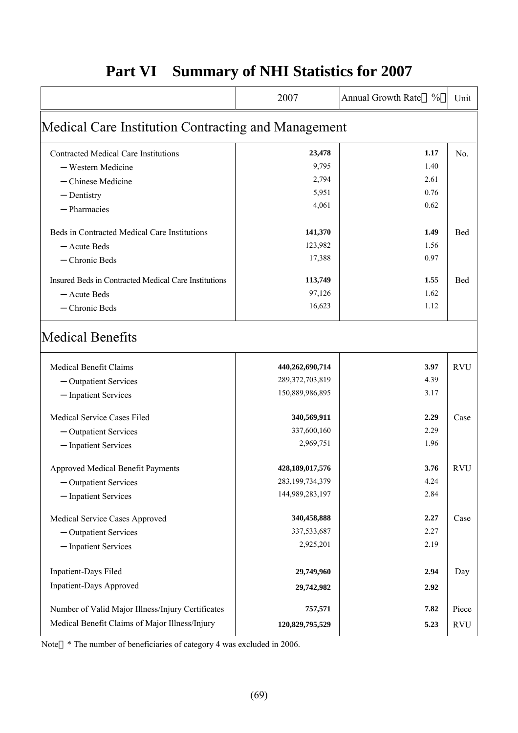# Part VI　Summary of NHI Statistics for 2007

| | 2007 | Annual Growth Rate（%） | Unit |
|---|---|---|---|
| **Medical Care Institution Contracting and Management** | | | |
| Contracted Medical Care Institutions | **23,478** | **1.17** | No. |
| －Western Medicine | 9,795 | 1.40 | |
| －Chinese Medicine | 2,794 | 2.61 | |
| －Dentistry | 5,951 | 0.76 | |
| －Pharmacies | 4,061 | 0.62 | |
| Beds in Contracted Medical Care Institutions | **141,370** | **1.49** | Bed |
| －Acute Beds | 123,982 | 1.56 | |
| －Chronic Beds | 17,388 | 0.97 | |
| Insured Beds in Contracted Medical Care Institutions | **113,749** | **1.55** | Bed |
| －Acute Beds | 97,126 | 1.62 | |
| －Chronic Beds | 16,623 | 1.12 | |
| **Medical Benefits** | | | |
| Medical Benefit Claims | **440,262,690,714** | **3.97** | RVU |
| －Outpatient Services | 289,372,703,819 | 4.39 | |
| －Inpatient Services | 150,889,986,895 | 3.17 | |
| Medical Service Cases Filed | **340,569,911** | **2.29** | Case |
| －Outpatient Services | 337,600,160 | 2.29 | |
| －Inpatient Services | 2,969,751 | 1.96 | |
| Approved Medical Benefit Payments | **428,189,017,576** | **3.76** | RVU |
| －Outpatient Services | 283,199,734,379 | 4.24 | |
| －Inpatient Services | 144,989,283,197 | 2.84 | |
| Medical Service Cases Approved | **340,458,888** | **2.27** | Case |
| －Outpatient Services | 337,533,687 | 2.27 | |
| －Inpatient Services | 2,925,201 | 2.19 | |
| Inpatient-Days Filed | **29,749,960** | **2.94** | Day |
| Inpatient-Days Approved | **29,742,982** | **2.92** | |
| Number of Valid Major Illness/Injury Certificates | **757,571** | **7.82** | Piece |
| Medical Benefit Claims of Major Illness/Injury | **120,829,795,529** | **5.23** | RVU |

Note：* The number of beneficiaries of category 4 was excluded in 2006.